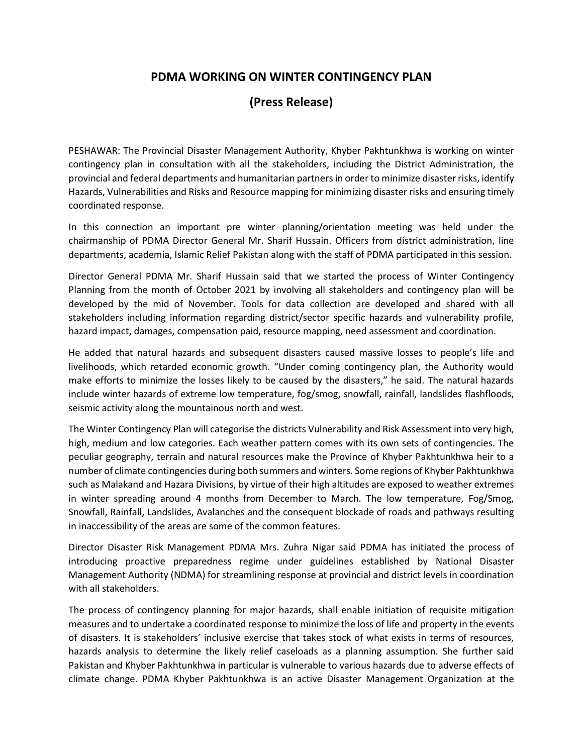# PDMA WORKING ON WINTER CONTINGENCY PLAN

## (Press Release)

PESHAWAR: The Provincial Disaster Management Authority, Khyber Pakhtunkhwa is working on winter contingency plan in consultation with all the stakeholders, including the District Administration, the provincial and federal departments and humanitarian partners in order to minimize disaster risks, identify Hazards, Vulnerabilities and Risks and Resource mapping for minimizing disaster risks and ensuring timely coordinated response.

In this connection an important pre winter planning/orientation meeting was held under the chairmanship of PDMA Director General Mr. Sharif Hussain. Officers from district administration, line departments, academia, Islamic Relief Pakistan along with the staff of PDMA participated in this session.

Director General PDMA Mr. Sharif Hussain said that we started the process of Winter Contingency Planning from the month of October 2021 by involving all stakeholders and contingency plan will be developed by the mid of November. Tools for data collection are developed and shared with all stakeholders including information regarding district/sector specific hazards and vulnerability profile, hazard impact, damages, compensation paid, resource mapping, need assessment and coordination.

He added that natural hazards and subsequent disasters caused massive losses to people's life and livelihoods, which retarded economic growth. "Under coming contingency plan, the Authority would make efforts to minimize the losses likely to be caused by the disasters," he said. The natural hazards include winter hazards of extreme low temperature, fog/smog, snowfall, rainfall, landslides flashfloods, seismic activity along the mountainous north and west.

The Winter Contingency Plan will categorise the districts Vulnerability and Risk Assessment into very high, high, medium and low categories. Each weather pattern comes with its own sets of contingencies. The peculiar geography, terrain and natural resources make the Province of Khyber Pakhtunkhwa heir to a number of climate contingencies during both summers and winters. Some regions of Khyber Pakhtunkhwa such as Malakand and Hazara Divisions, by virtue of their high altitudes are exposed to weather extremes in winter spreading around 4 months from December to March. The low temperature, Fog/Smog, Snowfall, Rainfall, Landslides, Avalanches and the consequent blockade of roads and pathways resulting in inaccessibility of the areas are some of the common features.

Director Disaster Risk Management PDMA Mrs. Zuhra Nigar said PDMA has initiated the process of introducing proactive preparedness regime under guidelines established by National Disaster Management Authority (NDMA) for streamlining response at provincial and district levels in coordination with all stakeholders.

The process of contingency planning for major hazards, shall enable initiation of requisite mitigation measures and to undertake a coordinated response to minimize the loss of life and property in the events of disasters. It is stakeholders' inclusive exercise that takes stock of what exists in terms of resources, hazards analysis to determine the likely relief caseloads as a planning assumption. She further said Pakistan and Khyber Pakhtunkhwa in particular is vulnerable to various hazards due to adverse effects of climate change. PDMA Khyber Pakhtunkhwa is an active Disaster Management Organization at the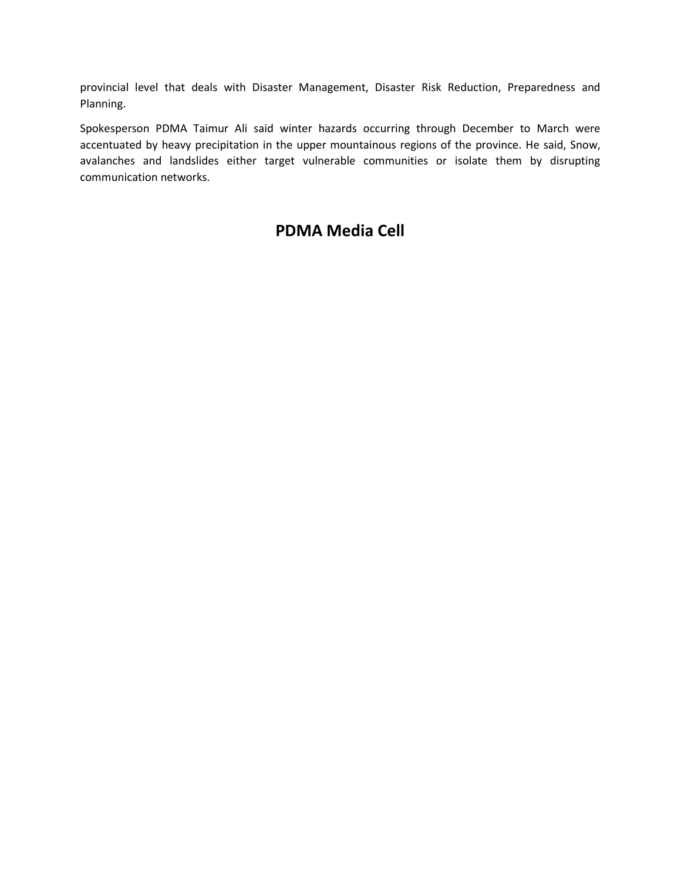provincial level that deals with Disaster Management, Disaster Risk Reduction, Preparedness and Planning.

Spokesperson PDMA Taimur Ali said winter hazards occurring through December to March were accentuated by heavy precipitation in the upper mountainous regions of the province. He said, Snow, avalanches and landslides either target vulnerable communities or isolate them by disrupting communication networks.

**PDMA Media Cell**